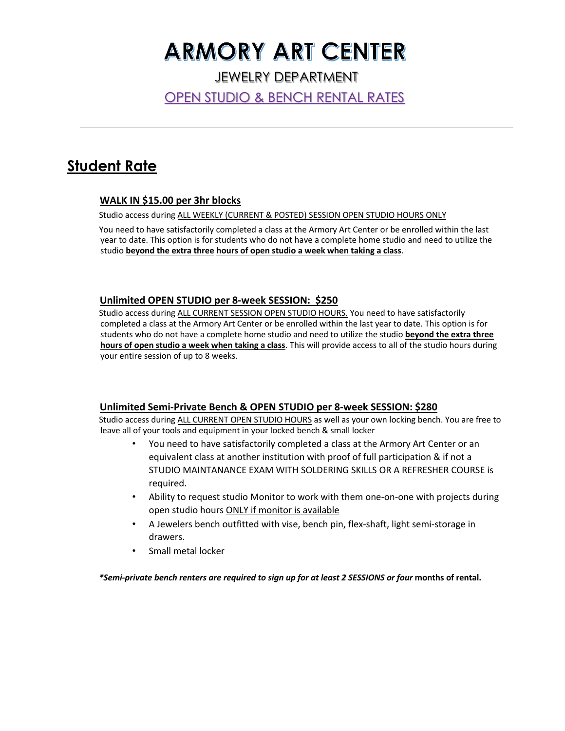# ARMORY ART CENTER

JEWELRY DEPARTMENT

OPEN STUDIO & BENCH RENTAL RATES

---

## Student Rate

### WALK IN $15.00 per 3hr blocks

Studio access during ALL WEEKLY (CURRENT & POSTED) SESSION OPEN STUDIO HOURS ONLY

You need to have satisfactorily completed a class at the Armory Art Center or be enrolled within the last year to date. This option is for students who do not have a complete home studio and need to utilize the studio **beyond the extra three hours of open studio a week when taking a class**.

### Unlimited OPEN STUDIO per 8-week SESSION: $250

Studio access during ALL CURRENT SESSION OPEN STUDIO HOURS. You need to have satisfactorily completed a class at the Armory Art Center or be enrolled within the last year to date. This option is for students who do not have a complete home studio and need to utilize the studio **beyond the extra three hours of open studio a week when taking a class**. This will provide access to all of the studio hours during your entire session of up to 8 weeks.

### Unlimited Semi-Private Bench & OPEN STUDIO per 8-week SESSION: $280

Studio access during ALL CURRENT OPEN STUDIO HOURS as well as your own locking bench. You are free to leave all of your tools and equipment in your locked bench & small locker

- You need to have satisfactorily completed a class at the Armory Art Center or an equivalent class at another institution with proof of full participation & if not a STUDIO MAINTANANCE EXAM WITH SOLDERING SKILLS OR A REFRESHER COURSE is required.
- Ability to request studio Monitor to work with them one-on-one with projects during open studio hours ONLY if monitor is available
- A Jewelers bench outfitted with vise, bench pin, flex-shaft, light semi-storage in drawers.
- Small metal locker

***Semi-private bench renters are required to sign up for at least 2 SESSIONS or four months of rental.**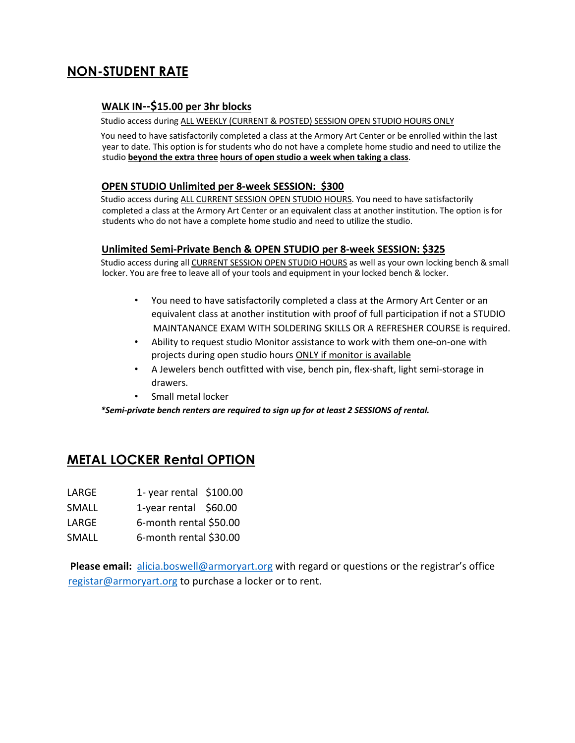## NON-STUDENT RATE

### WALK IN--$15.00 per 3hr blocks

Studio access during ALL WEEKLY (CURRENT & POSTED) SESSION OPEN STUDIO HOURS ONLY

You need to have satisfactorily completed a class at the Armory Art Center or be enrolled within the last year to date. This option is for students who do not have a complete home studio and need to utilize the studio **beyond the extra three hours of open studio a week when taking a class**.

### OPEN STUDIO Unlimited per 8-week SESSION: $300

Studio access during ALL CURRENT SESSION OPEN STUDIO HOURS. You need to have satisfactorily completed a class at the Armory Art Center or an equivalent class at another institution. The option is for students who do not have a complete home studio and need to utilize the studio.

### Unlimited Semi-Private Bench & OPEN STUDIO per 8-week SESSION: $325

Studio access during all CURRENT SESSION OPEN STUDIO HOURS as well as your own locking bench & small locker. You are free to leave all of your tools and equipment in your locked bench & locker.

- You need to have satisfactorily completed a class at the Armory Art Center or an equivalent class at another institution with proof of full participation if not a STUDIO MAINTANANCE EXAM WITH SOLDERING SKILLS OR A REFRESHER COURSE is required.
- Ability to request studio Monitor assistance to work with them one-on-one with projects during open studio hours ONLY if monitor is available
- A Jewelers bench outfitted with vise, bench pin, flex-shaft, light semi-storage in drawers.
- Small metal locker

***Semi-private bench renters are required to sign up for at least 2 SESSIONS of rental.**

## METAL LOCKER Rental OPTION

| | | |
|---|---|---|
| LARGE | 1- year rental | $100.00 |
| SMALL | 1-year rental | $60.00 |
| LARGE | 6-month rental | $50.00 |
| SMALL | 6-month rental | $30.00 |

**Please email:** alicia.boswell@armoryart.org with regard or questions or the registrar's office registar@armoryart.org to purchase a locker or to rent.